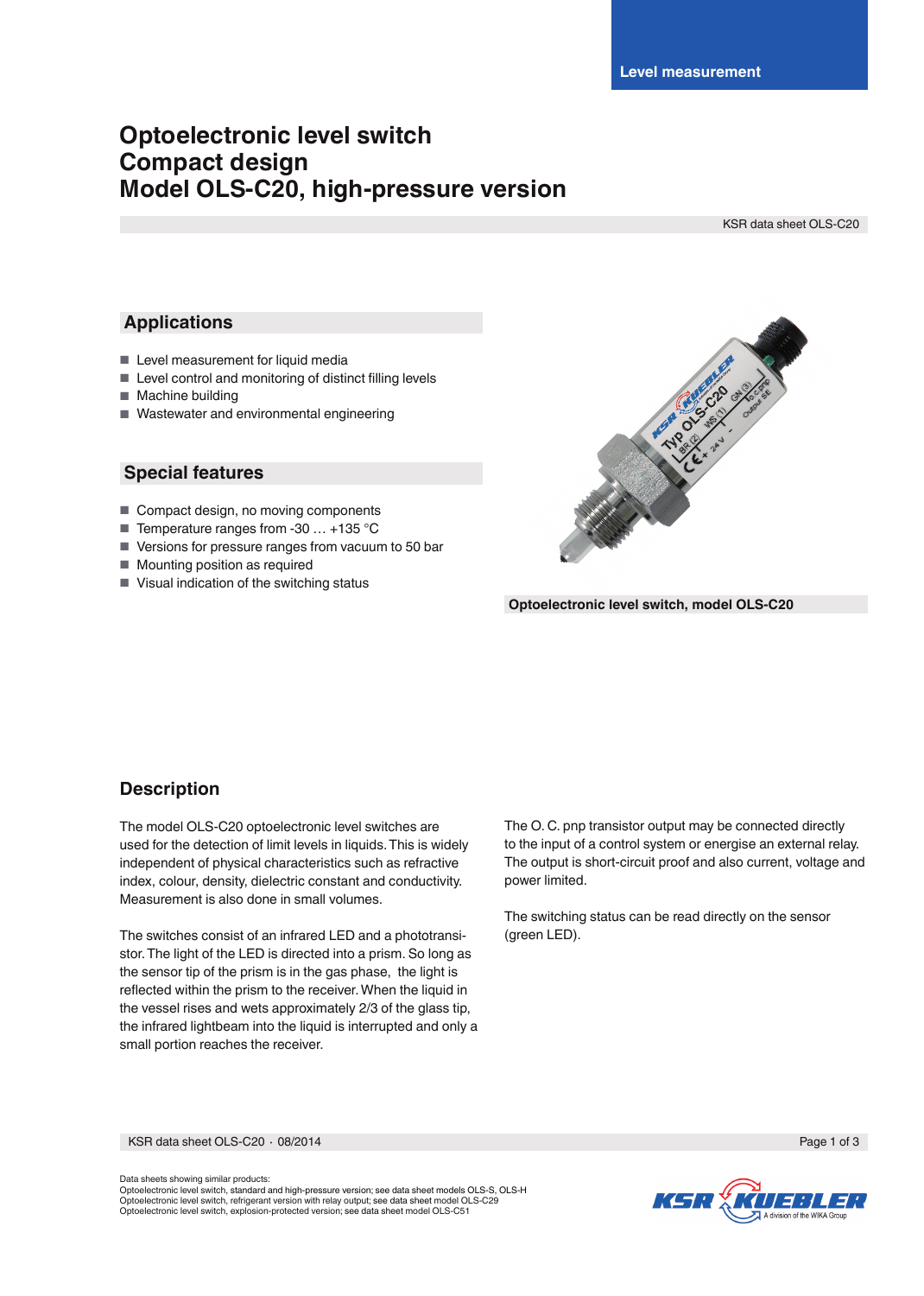Level measurement

# Optoelectronic level switch
# Compact design
# Model OLS-C20, high-pressure version

KSR data sheet OLS-C20

## Applications

- Level measurement for liquid media
- Level control and monitoring of distinct filling levels
- Machine building
- Wastewater and environmental engineering

## Special features

- Compact design, no moving components
- Temperature ranges from -30 … +135 °C
- Versions for pressure ranges from vacuum to 50 bar
- Mounting position as required
- Visual indication of the switching status

**Optoelectronic level switch, model OLS-C20**

## Description

The model OLS-C20 optoelectronic level switches are used for the detection of limit levels in liquids. This is widely independent of physical characteristics such as refractive index, colour, density, dielectric constant and conductivity. Measurement is also done in small volumes.

The switches consist of an infrared LED and a phototransistor. The light of the LED is directed into a prism. So long as the sensor tip of the prism is in the gas phase, the light is reflected within the prism to the receiver. When the liquid in the vessel rises and wets approximately 2/3 of the glass tip, the infrared lightbeam into the liquid is interrupted and only a small portion reaches the receiver.

The O. C. pnp transistor output may be connected directly to the input of a control system or energise an external relay. The output is short-circuit proof and also current, voltage and power limited.

The switching status can be read directly on the sensor (green LED).

Data sheets showing similar products:
Optoelectronic level switch, standard and high-pressure version; see data sheet models OLS-S, OLS-H
Optoelectronic level switch, refrigerant version with relay output; see data sheet model OLS-C29
Optoelectronic level switch, explosion-protected version; see data sheet model OLS-C51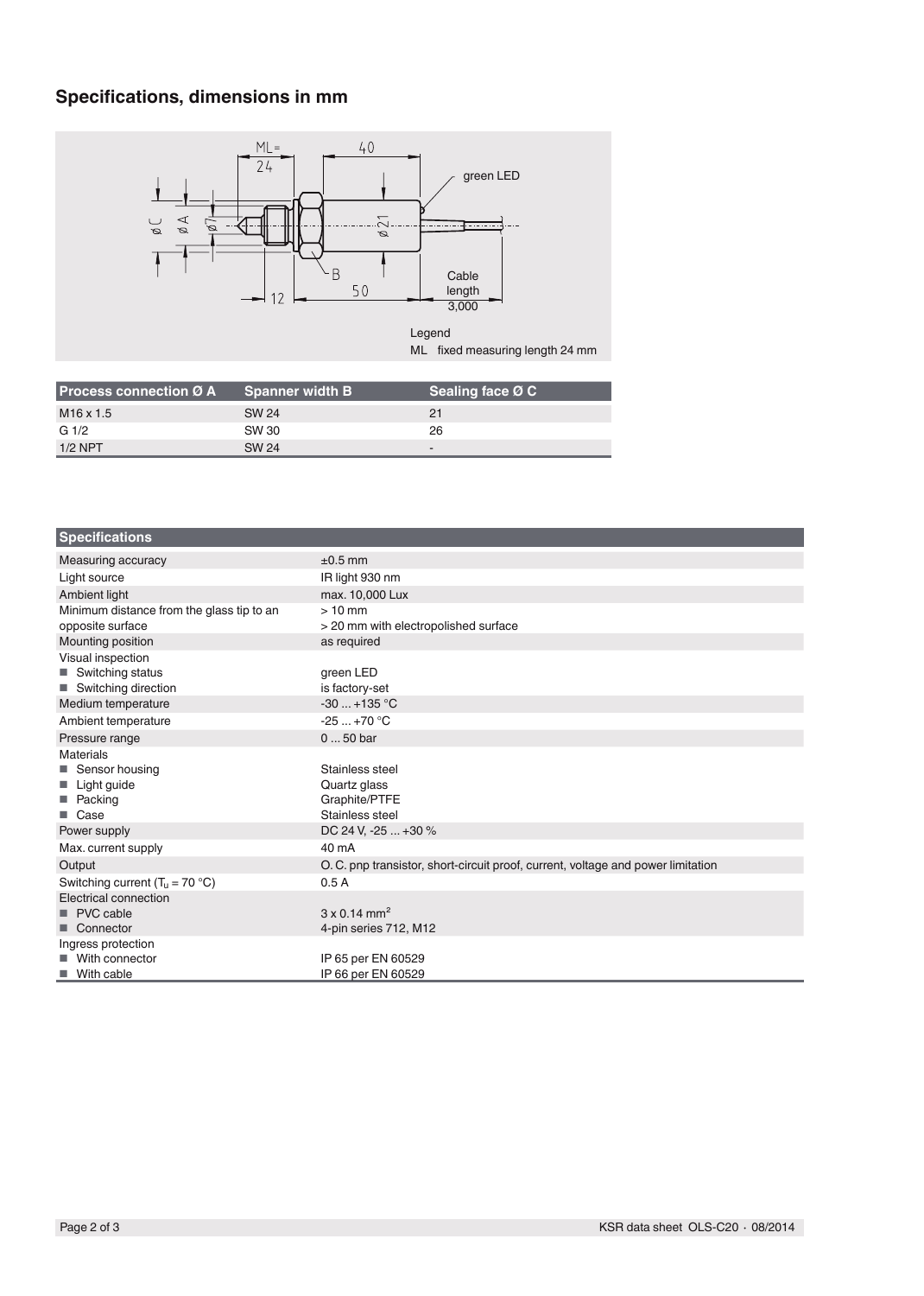## Specifications, dimensions in mm

Legend

ML fixed measuring length 24 mm

| Process connection Ø A | Spanner width B | Sealing face Ø C |
| --- | --- | --- |
| M16 x 1.5 | SW 24 | 21 |
| G 1/2 | SW 30 | 26 |
| 1/2 NPT | SW 24 | - |

| Specifications | |
| --- | --- |
| Measuring accuracy | ±0.5 mm |
| Light source | IR light 930 nm |
| Ambient light | max. 10,000 Lux |
| Minimum distance from the glass tip to an opposite surface | > 10 mm<br>> 20 mm with electropolished surface |
| Mounting position | as required |
| Visual inspection | |
| ■ Switching status | green LED |
| ■ Switching direction | is factory-set |
| Medium temperature | -30 ... +135 °C |
| Ambient temperature | -25 ... +70 °C |
| Pressure range | 0 ... 50 bar |
| Materials | |
| ■ Sensor housing | Stainless steel |
| ■ Light guide | Quartz glass |
| ■ Packing | Graphite/PTFE |
| ■ Case | Stainless steel |
| Power supply | DC 24 V, -25 ... +30 % |
| Max. current supply | 40 mA |
| Output | O. C. pnp transistor, short-circuit proof, current, voltage and power limitation |
| Switching current ($T_u$ = 70 °C) | 0.5 A |
| Electrical connection | |
| ■ PVC cable | 3 x 0.14 $mm^2$ |
| ■ Connector | 4-pin series 712, M12 |
| Ingress protection | |
| ■ With connector | IP 65 per EN 60529 |
| ■ With cable | IP 66 per EN 60529 |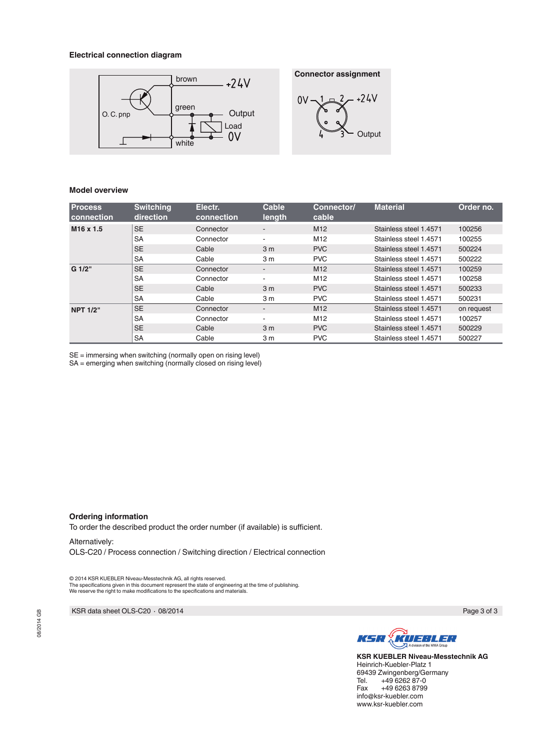### Electrical connection diagram

O. C. pnp

brown +24V

green Output

Load

white 0V

### Connector assignment

0V 1 2 +24V

4 3 Output

### Model overview

| Process connection | Switching direction | Electr. connection | Cable length | Connector/ cable | Material | Order no. |
|---|---|---|---|---|---|---|
| **M16 x 1.5** | SE | Connector | - | M12 | Stainless steel 1.4571 | 100256 |
| | SA | Connector | - | M12 | Stainless steel 1.4571 | 100255 |
| | SE | Cable | 3 m | PVC | Stainless steel 1.4571 | 500224 |
| | SA | Cable | 3 m | PVC | Stainless steel 1.4571 | 500222 |
| **G 1/2"** | SE | Connector | - | M12 | Stainless steel 1.4571 | 100259 |
| | SA | Connector | - | M12 | Stainless steel 1.4571 | 100258 |
| | SE | Cable | 3 m | PVC | Stainless steel 1.4571 | 500233 |
| | SA | Cable | 3 m | PVC | Stainless steel 1.4571 | 500231 |
| **NPT 1/2"** | SE | Connector | - | M12 | Stainless steel 1.4571 | on request |
| | SA | Connector | - | M12 | Stainless steel 1.4571 | 100257 |
| | SE | Cable | 3 m | PVC | Stainless steel 1.4571 | 500229 |
| | SA | Cable | 3 m | PVC | Stainless steel 1.4571 | 500227 |

SE = immersing when switching (normally open on rising level)
SA = emerging when switching (normally closed on rising level)

### Ordering information

To order the described product the order number (if available) is sufficient.

Alternatively:
OLS-C20 / Process connection / Switching direction / Electrical connection

© 2014 KSR KUEBLER Niveau-Messtechnik AG, all rights reserved.
The specifications given in this document represent the state of engineering at the time of publishing.
We reserve the right to make modifications to the specifications and materials.

**KSR KUEBLER Niveau-Messtechnik AG**
Heinrich-Kuebler-Platz 1
69439 Zwingenberg/Germany
Tel. +49 6262 87-0
Fax +49 6263 8799
info@ksr-kuebler.com
www.ksr-kuebler.com